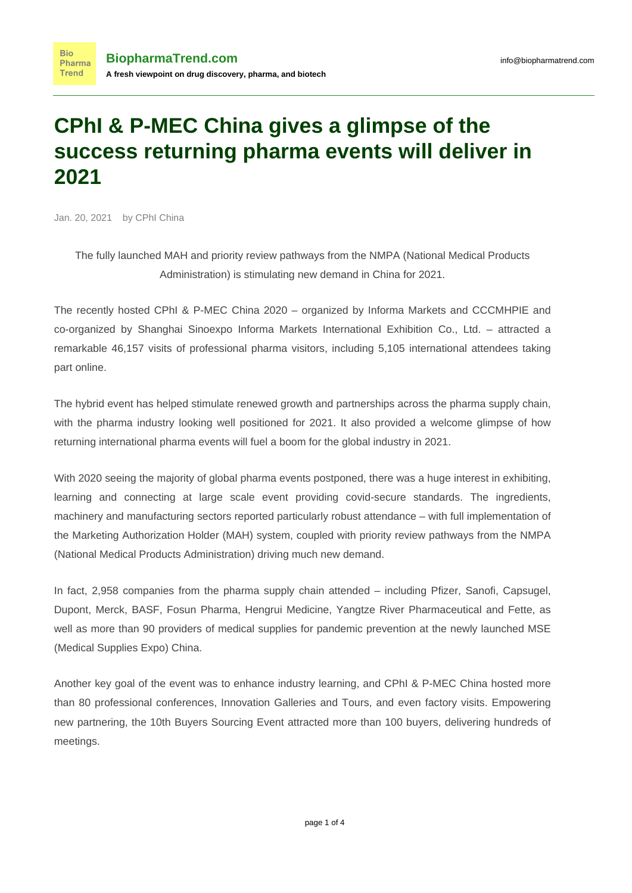# CPhI & P-MEC China gives a glimpse of the success returning pharma events will deliver in 2021

Jan. 20, 2021 by CPhI China

The fully launched MAH and priority review pathways from the NMPA (National Medical Products Administration) is stimulating new demand in China for 2021.

The recently hosted CPhI & P-MEC China 2020 – organized by Informa Markets and CCCMHPIE and co-organized by Shanghai Sinoexpo Informa Markets International Exhibition Co., Ltd. – attracted a remarkable 46,157 visits of professional pharma visitors, including 5,105 international attendees taking part online.

The hybrid event has helped stimulate renewed growth and partnerships across the pharma supply chain, with the pharma industry looking well positioned for 2021. It also provided a welcome glimpse of how returning international pharma events will fuel a boom for the global industry in 2021.

With 2020 seeing the majority of global pharma events postponed, there was a huge interest in exhibiting, learning and connecting at large scale event providing covid-secure standards. The ingredients, machinery and manufacturing sectors reported particularly robust attendance – with full implementation of the Marketing Authorization Holder (MAH) system, coupled with priority review pathways from the NMPA (National Medical Products Administration) driving much new demand.

In fact, 2,958 companies from the pharma supply chain attended – including Pfizer, Sanofi, Capsugel, Dupont, Merck, BASF, Fosun Pharma, Hengrui Medicine, Yangtze River Pharmaceutical and Fette, as well as more than 90 providers of medical supplies for pandemic prevention at the newly launched MSE (Medical Supplies Expo) China.

Another key goal of the event was to enhance industry learning, and CPhI & P-MEC China hosted more than 80 professional conferences, Innovation Galleries and Tours, and even factory visits. Empowering new partnering, the 10th Buyers Sourcing Event attracted more than 100 buyers, delivering hundreds of meetings.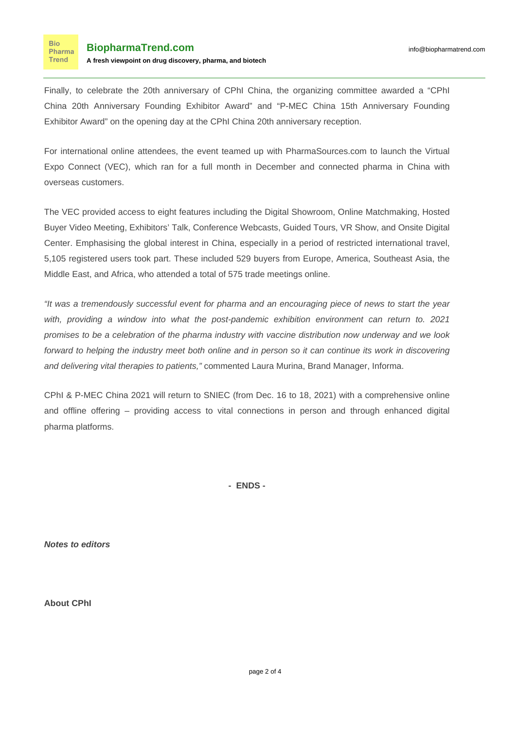Finally, to celebrate the 20th anniversary of CPhI China, the organizing committee awarded a “CPhI China 20th Anniversary Founding Exhibitor Award” and “P-MEC China 15th Anniversary Founding Exhibitor Award” on the opening day at the CPhI China 20th anniversary reception.

For international online attendees, the event teamed up with PharmaSources.com to launch the Virtual Expo Connect (VEC), which ran for a full month in December and connected pharma in China with overseas customers.

The VEC provided access to eight features including the Digital Showroom, Online Matchmaking, Hosted Buyer Video Meeting, Exhibitors’ Talk, Conference Webcasts, Guided Tours, VR Show, and Onsite Digital Center. Emphasising the global interest in China, especially in a period of restricted international travel, 5,105 registered users took part. These included 529 buyers from Europe, America, Southeast Asia, the Middle East, and Africa, who attended a total of 575 trade meetings online.

*“It was a tremendously successful event for pharma and an encouraging piece of news to start the year with, providing a window into what the post-pandemic exhibition environment can return to. 2021 promises to be a celebration of the pharma industry with vaccine distribution now underway and we look forward to helping the industry meet both online and in person so it can continue its work in discovering and delivering vital therapies to patients,”* commented Laura Murina, Brand Manager, Informa.

CPhI & P-MEC China 2021 will return to SNIEC (from Dec. 16 to 18, 2021) with a comprehensive online and offline offering – providing access to vital connections in person and through enhanced digital pharma platforms.

**- ENDS -**

***Notes to editors***

**About CPhI**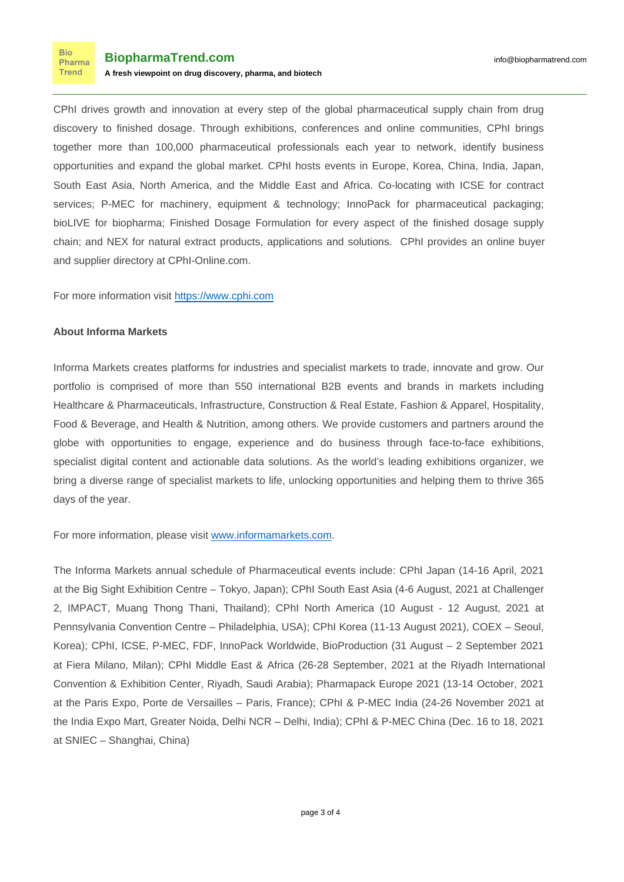CPhI drives growth and innovation at every step of the global pharmaceutical supply chain from drug discovery to finished dosage. Through exhibitions, conferences and online communities, CPhI brings together more than 100,000 pharmaceutical professionals each year to network, identify business opportunities and expand the global market. CPhI hosts events in Europe, Korea, China, India, Japan, South East Asia, North America, and the Middle East and Africa. Co-locating with ICSE for contract services; P-MEC for machinery, equipment & technology; InnoPack for pharmaceutical packaging; bioLIVE for biopharma; Finished Dosage Formulation for every aspect of the finished dosage supply chain; and NEX for natural extract products, applications and solutions. CPhI provides an online buyer and supplier directory at CPhI-Online.com.

For more information visit [https://www.cphi.com](https://www.cphi.com)

**About Informa Markets**

Informa Markets creates platforms for industries and specialist markets to trade, innovate and grow. Our portfolio is comprised of more than 550 international B2B events and brands in markets including Healthcare & Pharmaceuticals, Infrastructure, Construction & Real Estate, Fashion & Apparel, Hospitality, Food & Beverage, and Health & Nutrition, among others. We provide customers and partners around the globe with opportunities to engage, experience and do business through face-to-face exhibitions, specialist digital content and actionable data solutions. As the world's leading exhibitions organizer, we bring a diverse range of specialist markets to life, unlocking opportunities and helping them to thrive 365 days of the year.

For more information, please visit [www.informamarkets.com](www.informamarkets.com).

The Informa Markets annual schedule of Pharmaceutical events include: CPhI Japan (14-16 April, 2021 at the Big Sight Exhibition Centre – Tokyo, Japan); CPhI South East Asia (4-6 August, 2021 at Challenger 2, IMPACT, Muang Thong Thani, Thailand); CPhI North America (10 August - 12 August, 2021 at Pennsylvania Convention Centre – Philadelphia, USA); CPhI Korea (11-13 August 2021), COEX – Seoul, Korea); CPhI, ICSE, P-MEC, FDF, InnoPack Worldwide, BioProduction (31 August – 2 September 2021 at Fiera Milano, Milan); CPhI Middle East & Africa (26-28 September, 2021 at the Riyadh International Convention & Exhibition Center, Riyadh, Saudi Arabia); Pharmapack Europe 2021 (13-14 October, 2021 at the Paris Expo, Porte de Versailles – Paris, France); CPhI & P-MEC India (24-26 November 2021 at the India Expo Mart, Greater Noida, Delhi NCR – Delhi, India); CPhI & P-MEC China (Dec. 16 to 18, 2021 at SNIEC – Shanghai, China)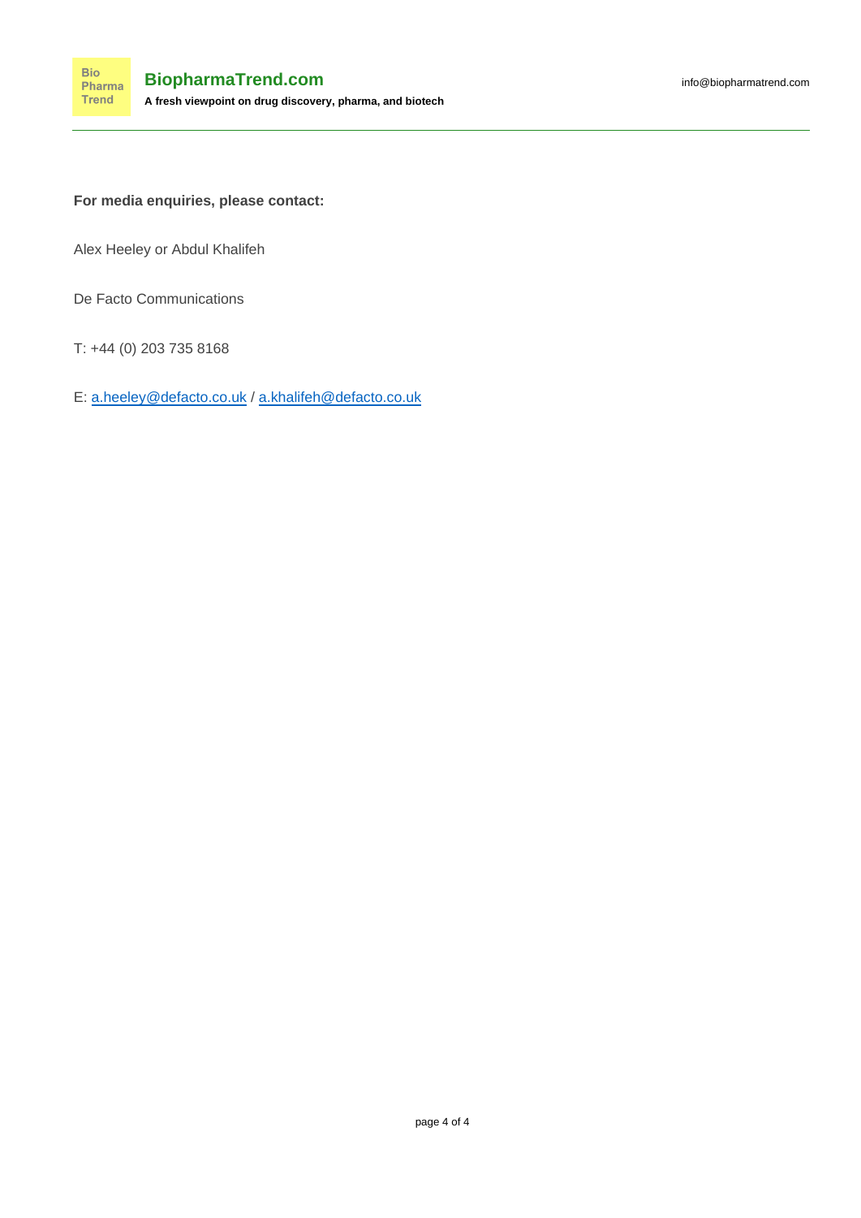**For media enquiries, please contact:**

Alex Heeley or Abdul Khalifeh

De Facto Communications

T: +44 (0) 203 735 8168

E: a.heeley@defacto.co.uk / a.khalifeh@defacto.co.uk